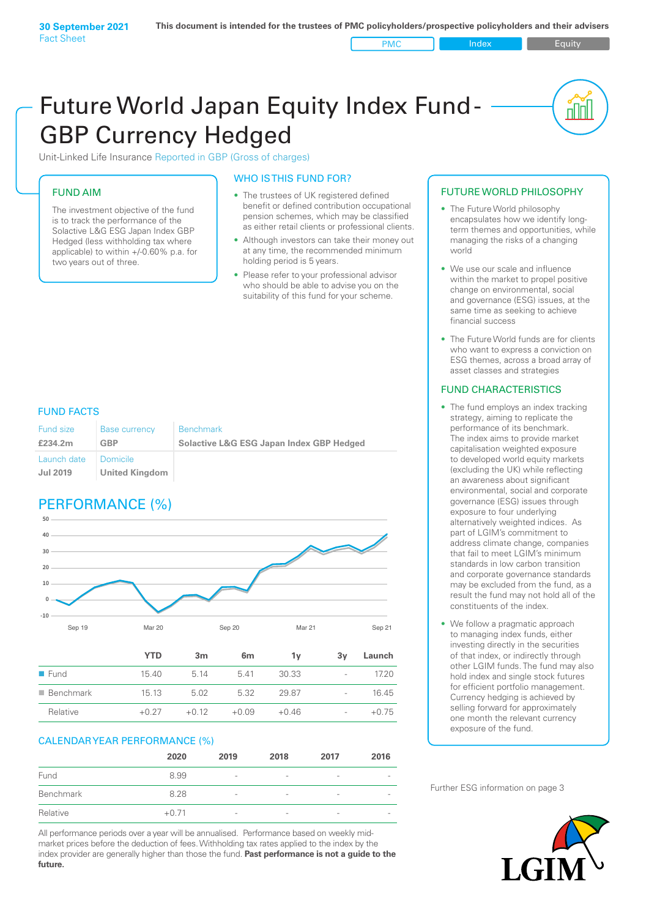**30 September 2021**
Fact Sheet

**This document is intended for the trustees of PMC policyholders/prospective policyholders and their advisers**

PMC | Index | Equity

# Future World Japan Equity Index Fund - GBP Currency Hedged

Unit-Linked Life Insurance Reported in GBP (Gross of charges)

## FUND AIM

The investment objective of the fund is to track the performance of the Solactive L&G ESG Japan Index GBP Hedged (less withholding tax where applicable) to within +/-0.60% p.a. for two years out of three.

## WHO IS THIS FUND FOR?

- The trustees of UK registered defined benefit or defined contribution occupational pension schemes, which may be classified as either retail clients or professional clients.
- Although investors can take their money out at any time, the recommended minimum holding period is 5 years.
- Please refer to your professional advisor who should be able to advise you on the suitability of this fund for your scheme.

## FUND FACTS

| Fund size | Base currency | Benchmark |
|---|---|---|
| **£234.2m** | **GBP** | **Solactive L&G ESG Japan Index GBP Hedged** |
| Launch date | Domicile | |
| **Jul 2019** | **United Kingdom** | |

## PERFORMANCE (%)

| | YTD | 3m | 6m | 1y | 3y | Launch |
|---|---|---|---|---|---|---|
| Fund | 15.40 | 5.14 | 5.41 | 30.33 | - | 17.20 |
| Benchmark | 15.13 | 5.02 | 5.32 | 29.87 | - | 16.45 |
| Relative | +0.27 | +0.12 | +0.09 | +0.46 | - | +0.75 |

## CALENDAR YEAR PERFORMANCE (%)

| | 2020 | 2019 | 2018 | 2017 | 2016 |
|---|---|---|---|---|---|
| Fund | 8.99 | - | - | - | - |
| Benchmark | 8.28 | - | - | - | - |
| Relative | +0.71 | - | - | - | - |

All performance periods over a year will be annualised. Performance based on weekly mid-market prices before the deduction of fees. Withholding tax rates applied to the index provider are generally higher than those the fund. **Past performance is not a guide to the future.**

## FUTURE WORLD PHILOSOPHY

- The Future World philosophy encapsulates how we identify long-term themes and opportunities, while managing the risks of a changing world
- We use our scale and influence within the market to propel positive change on environmental, social and governance (ESG) issues, at the same time as seeking to achieve financial success
- The Future World funds are for clients who want to express a conviction on ESG themes, across a broad array of asset classes and strategies

## FUND CHARACTERISTICS

- The fund employs an index tracking strategy, aiming to replicate the performance of its benchmark. The index aims to provide market capitalisation weighted exposure to developed world equity markets (excluding the UK) while reflecting an awareness about significant environmental, social and corporate governance (ESG) issues through exposure to four underlying alternatively weighted indices. As part of LGIM's commitment to address climate change, companies that fail to meet LGIM's minimum standards in low carbon transition and corporate governance standards may be excluded from the fund, as a result the fund may not hold all of the constituents of the index.
- We follow a pragmatic approach to managing index funds, either investing directly in the securities of that index, or indirectly through other LGIM funds. The fund may also hold index and single stock futures for efficient portfolio management. Currency hedging is achieved by selling forward for approximately one month the relevant currency exposure of the fund.

Further ESG information on page 3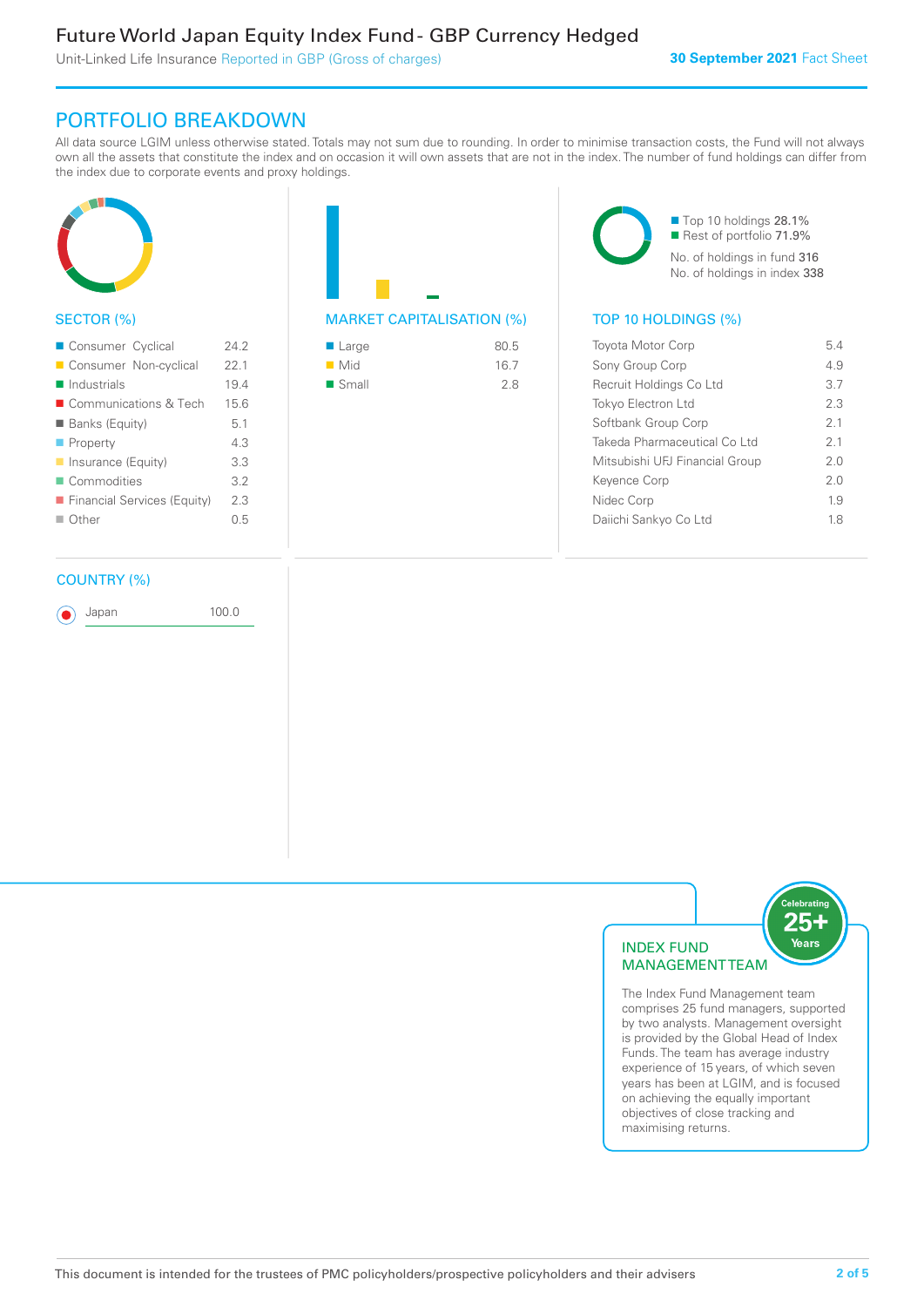# Future World Japan Equity Index Fund - GBP Currency Hedged

Unit-Linked Life Insurance Reported in GBP (Gross of charges)

**30 September 2021** Fact Sheet

## PORTFOLIO BREAKDOWN

All data source LGIM unless otherwise stated. Totals may not sum due to rounding. In order to minimise transaction costs, the Fund will not always own all the assets that constitute the index and on occasion it will own assets that are not in the index. The number of fund holdings can differ from the index due to corporate events and proxy holdings.

### SECTOR (%)

| Sector | % |
|---|---|
| Consumer Cyclical | 24.2 |
| Consumer Non-cyclical | 22.1 |
| Industrials | 19.4 |
| Communications & Tech | 15.6 |
| Banks (Equity) | 5.1 |
| Property | 4.3 |
| Insurance (Equity) | 3.3 |
| Commodities | 3.2 |
| Financial Services (Equity) | 2.3 |
| Other | 0.5 |

### MARKET CAPITALISATION (%)

| Market Cap | % |
|---|---|
| Large | 80.5 |
| Mid | 16.7 |
| Small | 2.8 |

Top 10 holdings 28.1%
Rest of portfolio 71.9%
No. of holdings in fund 316
No. of holdings in index 338

### TOP 10 HOLDINGS (%)

| Holding | % |
|---|---|
| Toyota Motor Corp | 5.4 |
| Sony Group Corp | 4.9 |
| Recruit Holdings Co Ltd | 3.7 |
| Tokyo Electron Ltd | 2.3 |
| Softbank Group Corp | 2.1 |
| Takeda Pharmaceutical Co Ltd | 2.1 |
| Mitsubishi UFJ Financial Group | 2.0 |
| Keyence Corp | 2.0 |
| Nidec Corp | 1.9 |
| Daiichi Sankyo Co Ltd | 1.8 |

### COUNTRY (%)

| Country | % |
|---|---|
| Japan | 100.0 |

### INDEX FUND MANAGEMENT TEAM

Celebrating 25+ Years

The Index Fund Management team comprises 25 fund managers, supported by two analysts. Management oversight is provided by the Global Head of Index Funds. The team has average industry experience of 15 years, of which seven years has been at LGIM, and is focused on achieving the equally important objectives of close tracking and maximising returns.

This document is intended for the trustees of PMC policyholders/prospective policyholders and their advisers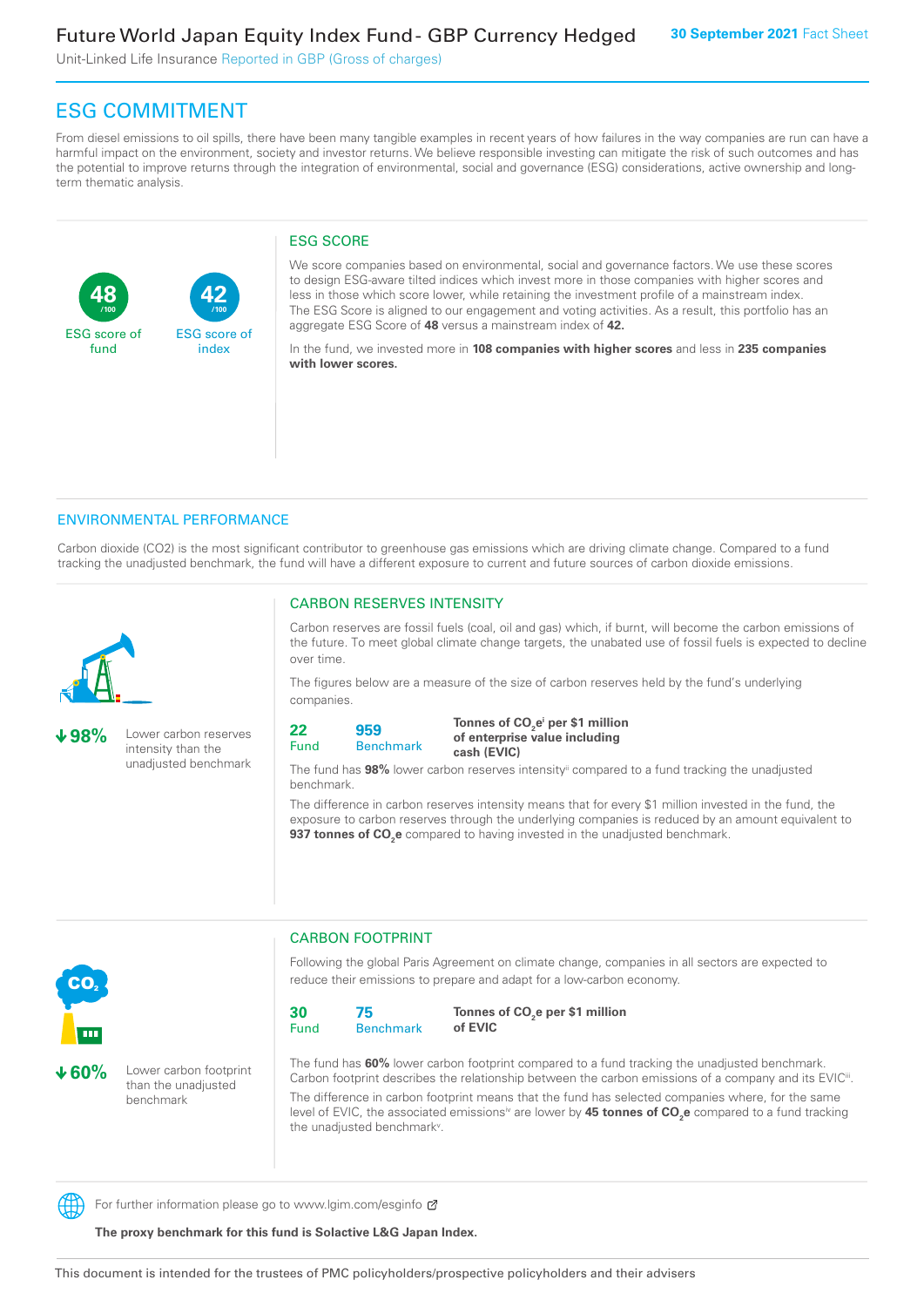# Future World Japan Equity Index Fund - GBP Currency Hedged

Unit-Linked Life Insurance Reported in GBP (Gross of charges)

**30 September 2021** Fact Sheet

## ESG COMMITMENT

From diesel emissions to oil spills, there have been many tangible examples in recent years of how failures in the way companies are run can have a harmful impact on the environment, society and investor returns. We believe responsible investing can mitigate the risk of such outcomes and has the potential to improve returns through the integration of environmental, social and governance (ESG) considerations, active ownership and long-term thematic analysis.

**48** /100 ESG score of fund

**42** /100 ESG score of index

### ESG SCORE

We score companies based on environmental, social and governance factors. We use these scores to design ESG-aware tilted indices which invest more in those companies with higher scores and less in those which score lower, while retaining the investment profile of a mainstream index. The ESG Score is aligned to our engagement and voting activities. As a result, this portfolio has an aggregate ESG Score of **48** versus a mainstream index of **42.**

In the fund, we invested more in **108 companies with higher scores** and less in **235 companies with lower scores.**

## ENVIRONMENTAL PERFORMANCE

Carbon dioxide (CO2) is the most significant contributor to greenhouse gas emissions which are driving climate change. Compared to a fund tracking the unadjusted benchmark, the fund will have a different exposure to current and future sources of carbon dioxide emissions.

**↓98%** Lower carbon reserves intensity than the unadjusted benchmark

### CARBON RESERVES INTENSITY

Carbon reserves are fossil fuels (coal, oil and gas) which, if burnt, will become the carbon emissions of the future. To meet global climate change targets, the unabated use of fossil fuels is expected to decline over time.

The figures below are a measure of the size of carbon reserves held by the fund's underlying companies.

| **22** Fund | **959** Benchmark | **Tonnes of $CO_2e$[i] per \$1 million of enterprise value including cash (EVIC)** |
|---|---|---|

The fund has **98%** lower carbon reserves intensity[ii] compared to a fund tracking the unadjusted benchmark.

The difference in carbon reserves intensity means that for every \$1 million invested in the fund, the exposure to carbon reserves through the underlying companies is reduced by an amount equivalent to **937 tonnes of $CO_2e$** compared to having invested in the unadjusted benchmark.

**↓60%** Lower carbon footprint than the unadjusted benchmark

### CARBON FOOTPRINT

Following the global Paris Agreement on climate change, companies in all sectors are expected to reduce their emissions to prepare and adapt for a low-carbon economy.

| **30** Fund | **75** Benchmark | **Tonnes of $CO_2e$ per \$1 million of EVIC** |
|---|---|---|

The fund has **60%** lower carbon footprint compared to a fund tracking the unadjusted benchmark. Carbon footprint describes the relationship between the carbon emissions of a company and its EVIC[iii].

The difference in carbon footprint means that the fund has selected companies where, for the same level of EVIC, the associated emissions[iv] are lower by **45 tonnes of $CO_2e$** compared to a fund tracking the unadjusted benchmark[v].

For further information please go to www.lgim.com/esginfo

**The proxy benchmark for this fund is Solactive L&G Japan Index.**

This document is intended for the trustees of PMC policyholders/prospective policyholders and their advisers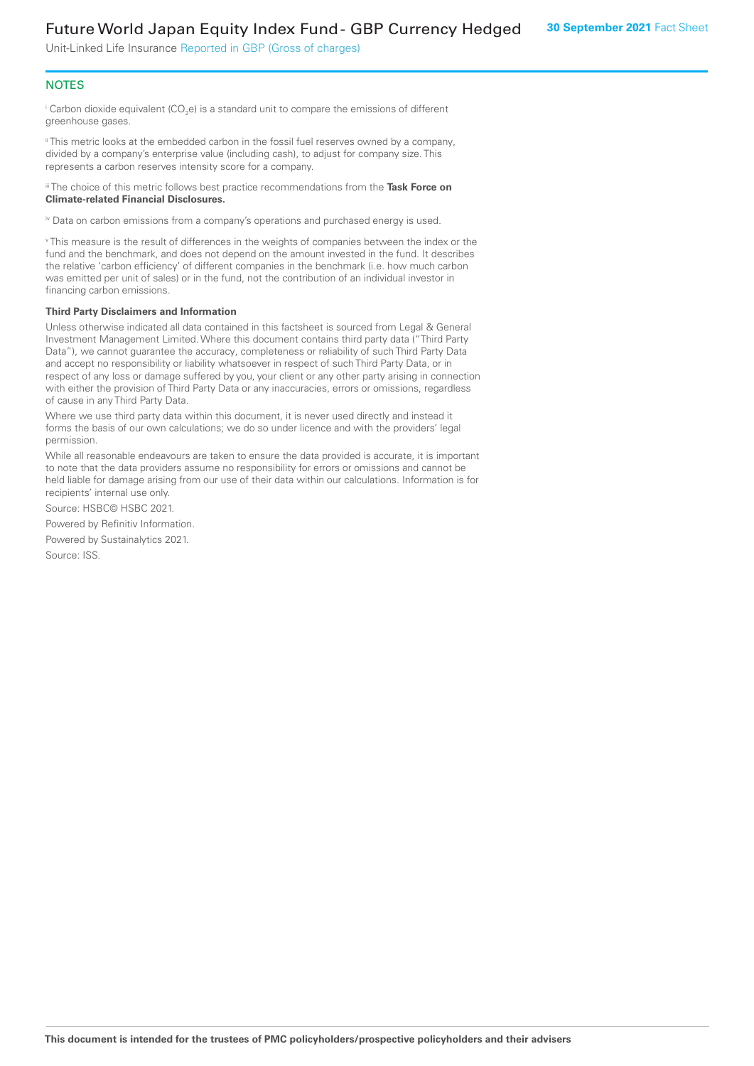## NOTES

[i] Carbon dioxide equivalent ($CO_2e$) is a standard unit to compare the emissions of different greenhouse gases.

[ii] This metric looks at the embedded carbon in the fossil fuel reserves owned by a company, divided by a company's enterprise value (including cash), to adjust for company size. This represents a carbon reserves intensity score for a company.

[iii] The choice of this metric follows best practice recommendations from the **Task Force on Climate-related Financial Disclosures.**

[iv] Data on carbon emissions from a company's operations and purchased energy is used.

[v] This measure is the result of differences in the weights of companies between the index or the fund and the benchmark, and does not depend on the amount invested in the fund. It describes the relative 'carbon efficiency' of different companies in the benchmark (i.e. how much carbon was emitted per unit of sales) or in the fund, not the contribution of an individual investor in financing carbon emissions.

**Third Party Disclaimers and Information**

Unless otherwise indicated all data contained in this factsheet is sourced from Legal & General Investment Management Limited. Where this document contains third party data ("Third Party Data"), we cannot guarantee the accuracy, completeness or reliability of such Third Party Data and accept no responsibility or liability whatsoever in respect of such Third Party Data, or in respect of any loss or damage suffered by you, your client or any other party arising in connection with either the provision of Third Party Data or any inaccuracies, errors or omissions, regardless of cause in any Third Party Data.

Where we use third party data within this document, it is never used directly and instead it forms the basis of our own calculations; we do so under licence and with the providers' legal permission.

While all reasonable endeavours are taken to ensure the data provided is accurate, it is important to note that the data providers assume no responsibility for errors or omissions and cannot be held liable for damage arising from our use of their data within our calculations. Information is for recipients' internal use only.

Source: HSBC© HSBC 2021.

Powered by Refinitiv Information.

Powered by Sustainalytics 2021.

Source: ISS.

**This document is intended for the trustees of PMC policyholders/prospective policyholders and their advisers**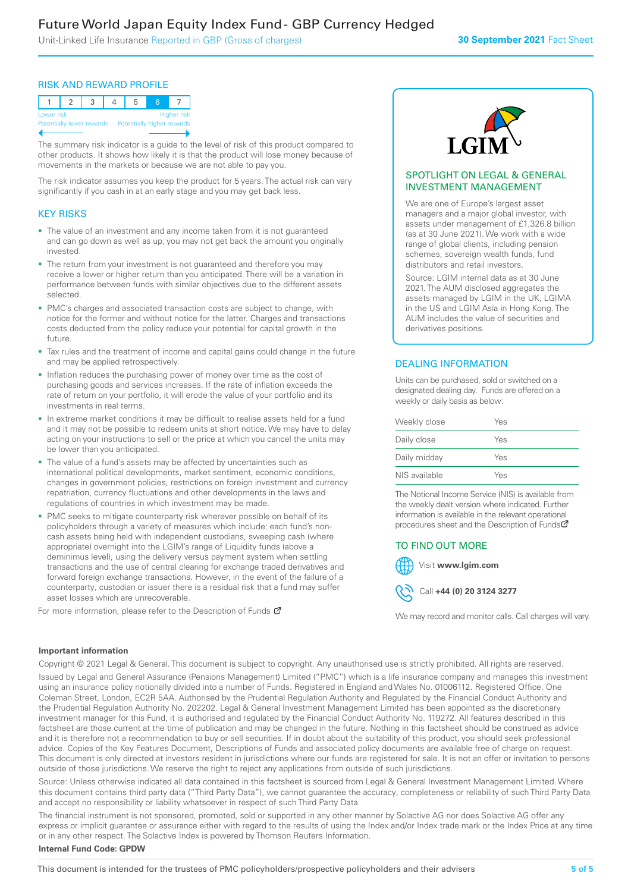# Future World Japan Equity Index Fund - GBP Currency Hedged

Unit-Linked Life Insurance Reported in GBP (Gross of charges)

**30 September 2021** Fact Sheet

## RISK AND REWARD PROFILE

| 1 | 2 | 3 | 4 | 5 | 6 | 7 |
|---|---|---|---|---|---|---|

Lower risk — Higher risk

Potentially lower rewards — Potentially higher rewards

The summary risk indicator is a guide to the level of risk of this product compared to other products. It shows how likely it is that the product will lose money because of movements in the markets or because we are not able to pay you.

The risk indicator assumes you keep the product for 5 years. The actual risk can vary significantly if you cash in at an early stage and you may get back less.

## KEY RISKS

- The value of an investment and any income taken from it is not guaranteed and can go down as well as up; you may not get back the amount you originally invested.
- The return from your investment is not guaranteed and therefore you may receive a lower or higher return than you anticipated. There will be a variation in performance between funds with similar objectives due to the different assets selected.
- PMC's charges and associated transaction costs are subject to change, with notice for the former and without notice for the latter. Charges and transactions costs deducted from the policy reduce your potential for capital growth in the future.
- Tax rules and the treatment of income and capital gains could change in the future and may be applied retrospectively.
- Inflation reduces the purchasing power of money over time as the cost of purchasing goods and services increases. If the rate of inflation exceeds the rate of return on your portfolio, it will erode the value of your portfolio and its investments in real terms.
- In extreme market conditions it may be difficult to realise assets held for a fund and it may not be possible to redeem units at short notice. We may have to delay acting on your instructions to sell or the price at which you cancel the units may be lower than you anticipated.
- The value of a fund's assets may be affected by uncertainties such as international political developments, market sentiment, economic conditions, changes in government policies, restrictions on foreign investment and currency repatriation, currency fluctuations and other developments in the laws and regulations of countries in which investment may be made.
- PMC seeks to mitigate counterparty risk wherever possible on behalf of its policyholders through a variety of measures which include: each fund's non-cash assets being held with independent custodians, sweeping cash (where appropriate) overnight into the LGIM's range of Liquidity funds (above a deminimus level), using the delivery versus payment system when settling transactions and the use of central clearing for exchange traded derivatives and forward foreign exchange transactions. However, in the event of the failure of a counterparty, custodian or issuer there is a residual risk that a fund may suffer asset losses which are unrecoverable.

For more information, please refer to the Description of Funds

## SPOTLIGHT ON LEGAL & GENERAL INVESTMENT MANAGEMENT

We are one of Europe's largest asset managers and a major global investor, with assets under management of £1,326.8 billion (as at 30 June 2021). We work with a wide range of global clients, including pension schemes, sovereign wealth funds, fund distributors and retail investors.

Source: LGIM internal data as at 30 June 2021. The AUM disclosed aggregates the assets managed by LGIM in the UK, LGIMA in the US and LGIM Asia in Hong Kong. The AUM includes the value of securities and derivatives positions.

## DEALING INFORMATION

Units can be purchased, sold or switched on a designated dealing day. Funds are offered on a weekly or daily basis as below:

| | |
|---|---|
| Weekly close | Yes |
| Daily close | Yes |
| Daily midday | Yes |
| NIS available | Yes |

The Notional Income Service (NIS) is available from the weekly dealt version where indicated. Further information is available in the relevant operational procedures sheet and the Description of Funds

## TO FIND OUT MORE

Visit **www.lgim.com**

Call **+44 (0) 20 3124 3277**

We may record and monitor calls. Call charges will vary.

**Important information**

Copyright © 2021 Legal & General. This document is subject to copyright. Any unauthorised use is strictly prohibited. All rights are reserved.

Issued by Legal and General Assurance (Pensions Management) Limited ("PMC") which is a life insurance company and manages this investment using an insurance policy notionally divided into a number of Funds. Registered in England and Wales No. 01006112. Registered Office: One Coleman Street, London, EC2R 5AA. Authorised by the Prudential Regulation Authority and Regulated by the Financial Conduct Authority and the Prudential Regulation Authority No. 202202. Legal & General Investment Management Limited has been appointed as the discretionary investment manager for this Fund, it is authorised and regulated by the Financial Conduct Authority No. 119272. All features described in this factsheet are those current at the time of publication and may be changed in the future. Nothing in this factsheet should be construed as advice and it is therefore not a recommendation to buy or sell securities. If in doubt about the suitability of this product, you should seek professional advice. Copies of the Key Features Document, Descriptions of Funds and associated policy documents are available free of charge on request. This document is only directed at investors resident in jurisdictions where our funds are registered for sale. It is not an offer or invitation to persons outside of those jurisdictions. We reserve the right to reject any applications from outside of such jurisdictions.

Source: Unless otherwise indicated all data contained in this factsheet is sourced from Legal & General Investment Management Limited. Where this document contains third party data ("Third Party Data"), we cannot guarantee the accuracy, completeness or reliability of such Third Party Data and accept no responsibility or liability whatsoever in respect of such Third Party Data.

The financial instrument is not sponsored, promoted, sold or supported in any other manner by Solactive AG nor does Solactive AG offer any express or implicit guarantee or assurance either with regard to the results of using the Index and/or Index trade mark or the Index Price at any time or in any other respect. The Solactive Index is powered by Thomson Reuters Information.

**Internal Fund Code: GPDW**

This document is intended for the trustees of PMC policyholders/prospective policyholders and their advisers